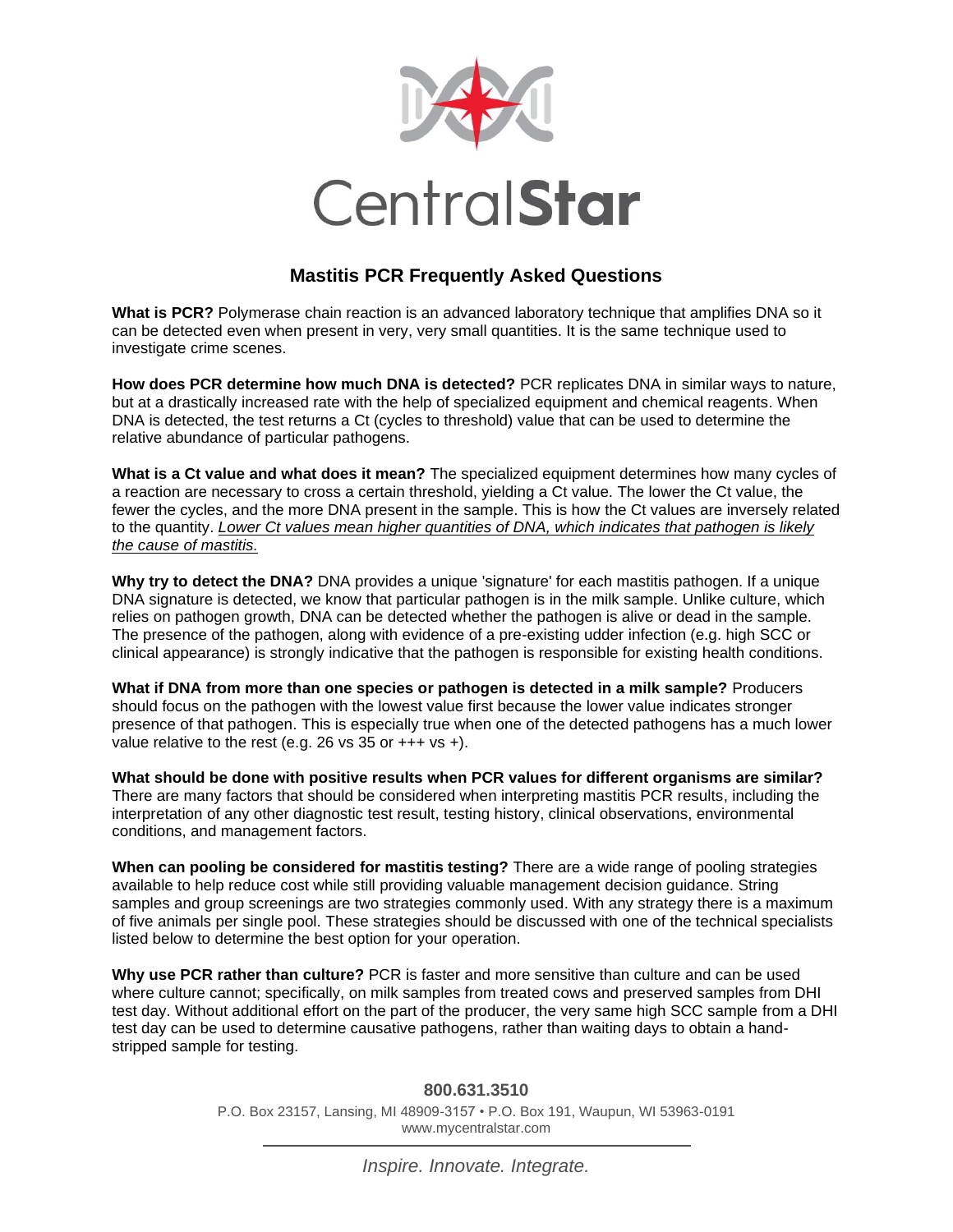# CentralStar

## Mastitis PCR Frequently Asked Questions

**What is PCR?** Polymerase chain reaction is an advanced laboratory technique that amplifies DNA so it can be detected even when present in very, very small quantities. It is the same technique used to investigate crime scenes.

**How does PCR determine how much DNA is detected?** PCR replicates DNA in similar ways to nature, but at a drastically increased rate with the help of specialized equipment and chemical reagents. When DNA is detected, the test returns a Ct (cycles to threshold) value that can be used to determine the relative abundance of particular pathogens.

**What is a Ct value and what does it mean?** The specialized equipment determines how many cycles of a reaction are necessary to cross a certain threshold, yielding a Ct value. The lower the Ct value, the fewer the cycles, and the more DNA present in the sample. This is how the Ct values are inversely related to the quantity. *Lower Ct values mean higher quantities of DNA, which indicates that pathogen is likely the cause of mastitis.*

**Why try to detect the DNA?** DNA provides a unique 'signature' for each mastitis pathogen. If a unique DNA signature is detected, we know that particular pathogen is in the milk sample. Unlike culture, which relies on pathogen growth, DNA can be detected whether the pathogen is alive or dead in the sample. The presence of the pathogen, along with evidence of a pre-existing udder infection (e.g. high SCC or clinical appearance) is strongly indicative that the pathogen is responsible for existing health conditions.

**What if DNA from more than one species or pathogen is detected in a milk sample?** Producers should focus on the pathogen with the lowest value first because the lower value indicates stronger presence of that pathogen. This is especially true when one of the detected pathogens has a much lower value relative to the rest (e.g. 26 vs 35 or +++ vs +).

**What should be done with positive results when PCR values for different organisms are similar?** There are many factors that should be considered when interpreting mastitis PCR results, including the interpretation of any other diagnostic test result, testing history, clinical observations, environmental conditions, and management factors.

**When can pooling be considered for mastitis testing?** There are a wide range of pooling strategies available to help reduce cost while still providing valuable management decision guidance. String samples and group screenings are two strategies commonly used. With any strategy there is a maximum of five animals per single pool. These strategies should be discussed with one of the technical specialists listed below to determine the best option for your operation.

**Why use PCR rather than culture?** PCR is faster and more sensitive than culture and can be used where culture cannot; specifically, on milk samples from treated cows and preserved samples from DHI test day. Without additional effort on the part of the producer, the very same high SCC sample from a DHI test day can be used to determine causative pathogens, rather than waiting days to obtain a hand-stripped sample for testing.

**800.631.3510**

P.O. Box 23157, Lansing, MI 48909-3157 • P.O. Box 191, Waupun, WI 53963-0191
www.mycentralstar.com

*Inspire. Innovate. Integrate.*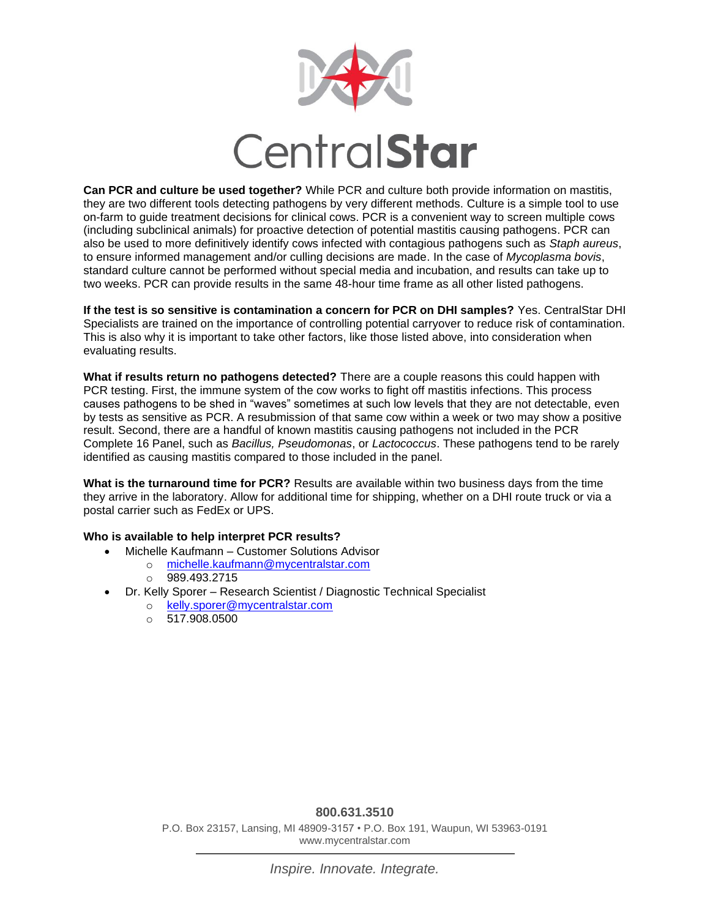**Can PCR and culture be used together?** While PCR and culture both provide information on mastitis, they are two different tools detecting pathogens by very different methods. Culture is a simple tool to use on-farm to guide treatment decisions for clinical cows. PCR is a convenient way to screen multiple cows (including subclinical animals) for proactive detection of potential mastitis causing pathogens. PCR can also be used to more definitively identify cows infected with contagious pathogens such as *Staph aureus*, to ensure informed management and/or culling decisions are made. In the case of *Mycoplasma bovis*, standard culture cannot be performed without special media and incubation, and results can take up to two weeks. PCR can provide results in the same 48-hour time frame as all other listed pathogens.

**If the test is so sensitive is contamination a concern for PCR on DHI samples?** Yes. CentralStar DHI Specialists are trained on the importance of controlling potential carryover to reduce risk of contamination. This is also why it is important to take other factors, like those listed above, into consideration when evaluating results.

**What if results return no pathogens detected?** There are a couple reasons this could happen with PCR testing. First, the immune system of the cow works to fight off mastitis infections. This process causes pathogens to be shed in "waves" sometimes at such low levels that they are not detectable, even by tests as sensitive as PCR. A resubmission of that same cow within a week or two may show a positive result. Second, there are a handful of known mastitis causing pathogens not included in the PCR Complete 16 Panel, such as *Bacillus, Pseudomonas*, or *Lactococcus*. These pathogens tend to be rarely identified as causing mastitis compared to those included in the panel.

**What is the turnaround time for PCR?** Results are available within two business days from the time they arrive in the laboratory. Allow for additional time for shipping, whether on a DHI route truck or via a postal carrier such as FedEx or UPS.

**Who is available to help interpret PCR results?**

- Michelle Kaufmann – Customer Solutions Advisor
  - michelle.kaufmann@mycentralstar.com
  - 989.493.2715
- Dr. Kelly Sporer – Research Scientist / Diagnostic Technical Specialist
  - kelly.sporer@mycentralstar.com
  - 517.908.0500